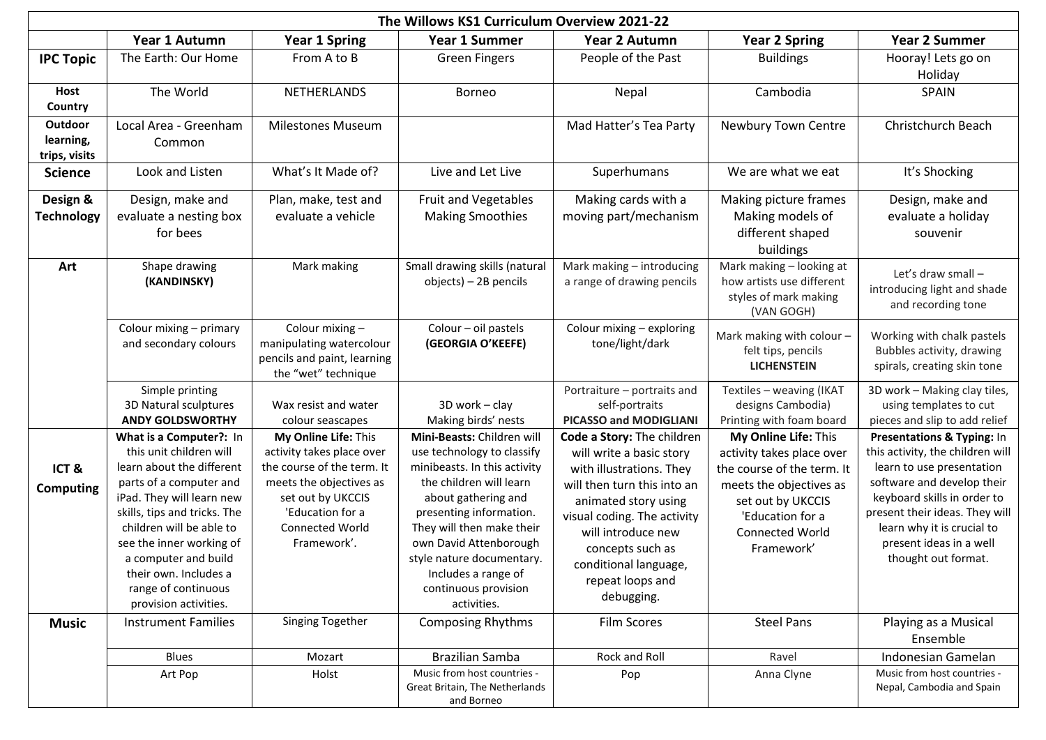# The Willows KS1 Curriculum Overview 2021-22

| | Year 1 Autumn | Year 1 Spring | Year 1 Summer | Year 2 Autumn | Year 2 Spring | Year 2 Summer |
|---|---|---|---|---|---|---|
| **IPC Topic** | The Earth: Our Home | From A to B | Green Fingers | People of the Past | Buildings | Hooray! Lets go on Holiday |
| **Host Country** | The World | NETHERLANDS | Borneo | Nepal | Cambodia | SPAIN |
| **Outdoor learning, trips, visits** | Local Area - Greenham Common | Milestones Museum | | Mad Hatter's Tea Party | Newbury Town Centre | Christchurch Beach |
| **Science** | Look and Listen | What's It Made of? | Live and Let Live | Superhumans | We are what we eat | It's Shocking |
| **Design & Technology** | Design, make and evaluate a nesting box for bees | Plan, make, test and evaluate a vehicle | Fruit and Vegetables Making Smoothies | Making cards with a moving part/mechanism | Making picture frames Making models of different shaped buildings | Design, make and evaluate a holiday souvenir |
| **Art** | Shape drawing **(KANDINSKY)** | Mark making | Small drawing skills (natural objects) – 2B pencils | Mark making – introducing a range of drawing pencils | Mark making – looking at how artists use different styles of mark making (VAN GOGH) | Let's draw small – introducing light and shade and recording tone |
| | Colour mixing – primary and secondary colours | Colour mixing – manipulating watercolour pencils and paint, learning the "wet" technique | Colour – oil pastels **(GEORGIA O'KEEFE)** | Colour mixing – exploring tone/light/dark | Mark making with colour – felt tips, pencils **LICHENSTEIN** | Working with chalk pastels Bubbles activity, drawing spirals, creating skin tone |
| | Simple printing 3D Natural sculptures **ANDY GOLDSWORTHY** | Wax resist and water colour seascapes | 3D work – clay Making birds' nests | Portraiture – portraits and self-portraits **PICASSO and MODIGLIANI** | Textiles – weaving (IKAT designs Cambodia) Printing with foam board | 3D work – Making clay tiles, using templates to cut pieces and slip to add relief |
| **ICT & Computing** | **What is a Computer?:** In this unit children will learn about the different parts of a computer and iPad. They will learn new skills, tips and tricks. The children will be able to see the inner working of a computer and build their own. Includes a range of continuous provision activities. | **My Online Life:** This activity takes place over the course of the term. It meets the objectives as set out by UKCCIS 'Education for a Connected World Framework'. | **Mini-Beasts:** Children will use technology to classify minibeasts. In this activity the children will learn about gathering and presenting information. They will then make their own David Attenborough style nature documentary. Includes a range of continuous provision activities. | **Code a Story:** The children will write a basic story with illustrations. They will then turn this into an animated story using visual coding. The activity will introduce new concepts such as conditional language, repeat loops and debugging. | **My Online Life:** This activity takes place over the course of the term. It meets the objectives as set out by UKCCIS 'Education for a Connected World Framework' | **Presentations & Typing:** In this activity, the children will learn to use presentation software and develop their keyboard skills in order to present their ideas. They will learn why it is crucial to present ideas in a well thought out format. |
| **Music** | Instrument Families | Singing Together | Composing Rhythms | Film Scores | Steel Pans | Playing as a Musical Ensemble |
| | Blues | Mozart | Brazilian Samba | Rock and Roll | Ravel | Indonesian Gamelan |
| | Art Pop | Holst | Music from host countries - Great Britain, The Netherlands and Borneo | Pop | Anna Clyne | Music from host countries - Nepal, Cambodia and Spain |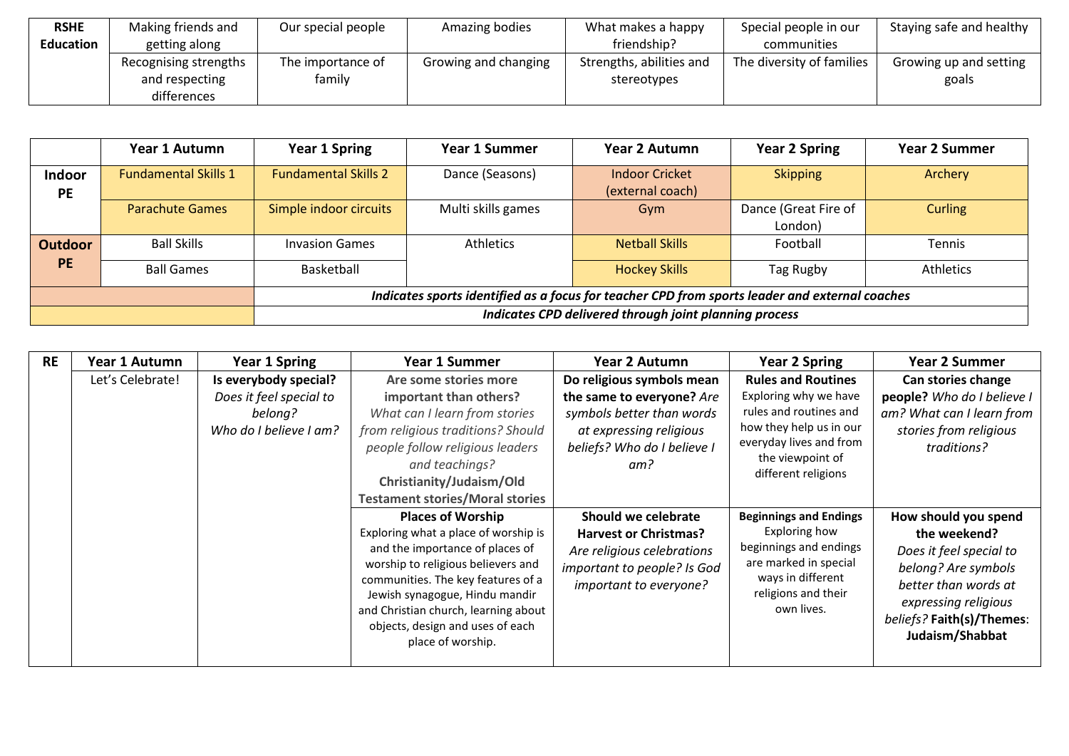| | | | | | | |
|---|---|---|---|---|---|---|
| **RSHE Education** | Making friends and getting along | Our special people | Amazing bodies | What makes a happy friendship? | Special people in our communities | Staying safe and healthy |
| | Recognising strengths and respecting differences | The importance of family | Growing and changing | Strengths, abilities and stereotypes | The diversity of families | Growing up and setting goals |

| | Year 1 Autumn | Year 1 Spring | Year 1 Summer | Year 2 Autumn | Year 2 Spring | Year 2 Summer |
|---|---|---|---|---|---|---|
| **Indoor PE** | Fundamental Skills 1 | Fundamental Skills 2 | Dance (Seasons) | Indoor Cricket (external coach) | Skipping | Archery |
| | Parachute Games | Simple indoor circuits | Multi skills games | Gym | Dance (Great Fire of London) | Curling |
| **Outdoor PE** | Ball Skills | Invasion Games | Athletics | Netball Skills | Football | Tennis |
| | Ball Games | Basketball | | Hockey Skills | Tag Rugby | Athletics |
| | ***Indicates sports identified as a focus for teacher CPD from sports leader and external coaches*** | | | | | |
| | ***Indicates CPD delivered through joint planning process*** | | | | | |

| **RE** | **Year 1 Autumn** | **Year 1 Spring** | **Year 1 Summer** | **Year 2 Autumn** | **Year 2 Spring** | **Year 2 Summer** |
|---|---|---|---|---|---|---|
| | Let's Celebrate! | **Is everybody special?** *Does it feel special to belong? Who do I believe I am?* | **Are some stories more important than others?** *What can I learn from stories from religious traditions? Should people follow religious leaders and teachings?* **Christianity/Judaism/Old Testament stories/Moral stories** | **Do religious symbols mean the same to everyone?** *Are symbols better than words at expressing religious beliefs? Who do I believe I am?* | **Rules and Routines** Exploring why we have rules and routines and how they help us in our everyday lives and from the viewpoint of different religions | **Can stories change people?** *Who do I believe I am? What can I learn from stories from religious traditions?* |
| | | | **Places of Worship** Exploring what a place of worship is and the importance of places of worship to religious believers and communities. The key features of a Jewish synagogue, Hindu mandir and Christian church, learning about objects, design and uses of each place of worship. | **Should we celebrate Harvest or Christmas?** *Are religious celebrations important to people? Is God important to everyone?* | **Beginnings and Endings** Exploring how beginnings and endings are marked in special ways in different religions and their own lives. | **How should you spend the weekend?** *Does it feel special to belong? Are symbols better than words at expressing religious beliefs?* **Faith(s)/Themes: Judaism/Shabbat** |